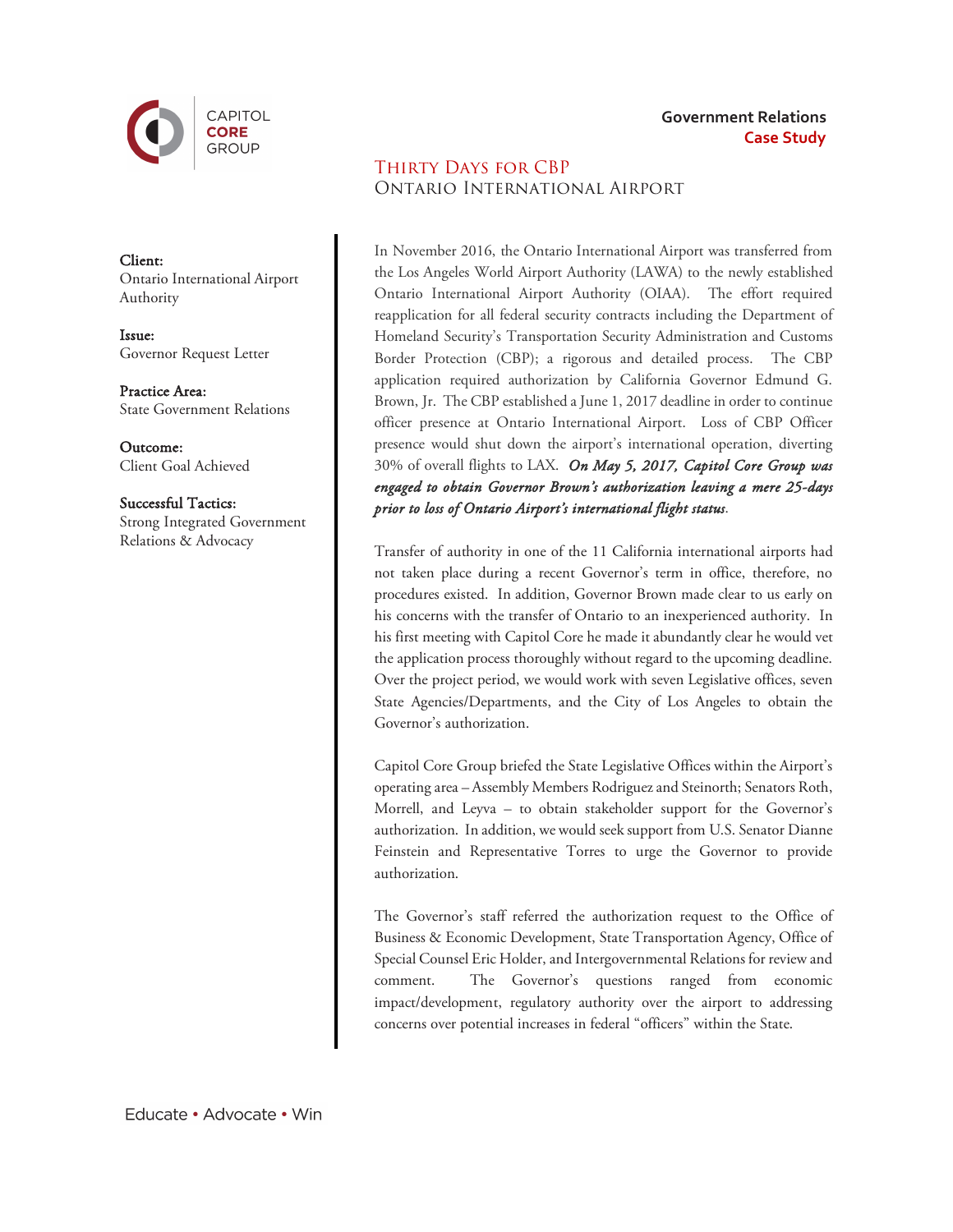CAPITOL CORE GROUP

**Government Relations**
**Case Study**

# Thirty Days for CBP
## Ontario International Airport

**Client:**
Ontario International Airport Authority

**Issue:**
Governor Request Letter

**Practice Area:**
State Government Relations

**Outcome:**
Client Goal Achieved

**Successful Tactics:**
Strong Integrated Government Relations & Advocacy

In November 2016, the Ontario International Airport was transferred from the Los Angeles World Airport Authority (LAWA) to the newly established Ontario International Airport Authority (OIAA). The effort required reapplication for all federal security contracts including the Department of Homeland Security's Transportation Security Administration and Customs Border Protection (CBP); a rigorous and detailed process. The CBP application required authorization by California Governor Edmund G. Brown, Jr. The CBP established a June 1, 2017 deadline in order to continue officer presence at Ontario International Airport. Loss of CBP Officer presence would shut down the airport's international operation, diverting 30% of overall flights to LAX. ***On May 5, 2017, Capitol Core Group was engaged to obtain Governor Brown's authorization leaving a mere 25-days prior to loss of Ontario Airport's international flight status.***

Transfer of authority in one of the 11 California international airports had not taken place during a recent Governor's term in office, therefore, no procedures existed. In addition, Governor Brown made clear to us early on his concerns with the transfer of Ontario to an inexperienced authority. In his first meeting with Capitol Core he made it abundantly clear he would vet the application process thoroughly without regard to the upcoming deadline. Over the project period, we would work with seven Legislative offices, seven State Agencies/Departments, and the City of Los Angeles to obtain the Governor's authorization.

Capitol Core Group briefed the State Legislative Offices within the Airport's operating area – Assembly Members Rodriguez and Steinorth; Senators Roth, Morrell, and Leyva – to obtain stakeholder support for the Governor's authorization. In addition, we would seek support from U.S. Senator Dianne Feinstein and Representative Torres to urge the Governor to provide authorization.

The Governor's staff referred the authorization request to the Office of Business & Economic Development, State Transportation Agency, Office of Special Counsel Eric Holder, and Intergovernmental Relations for review and comment. The Governor's questions ranged from economic impact/development, regulatory authority over the airport to addressing concerns over potential increases in federal "officers" within the State.

Educate • Advocate • Win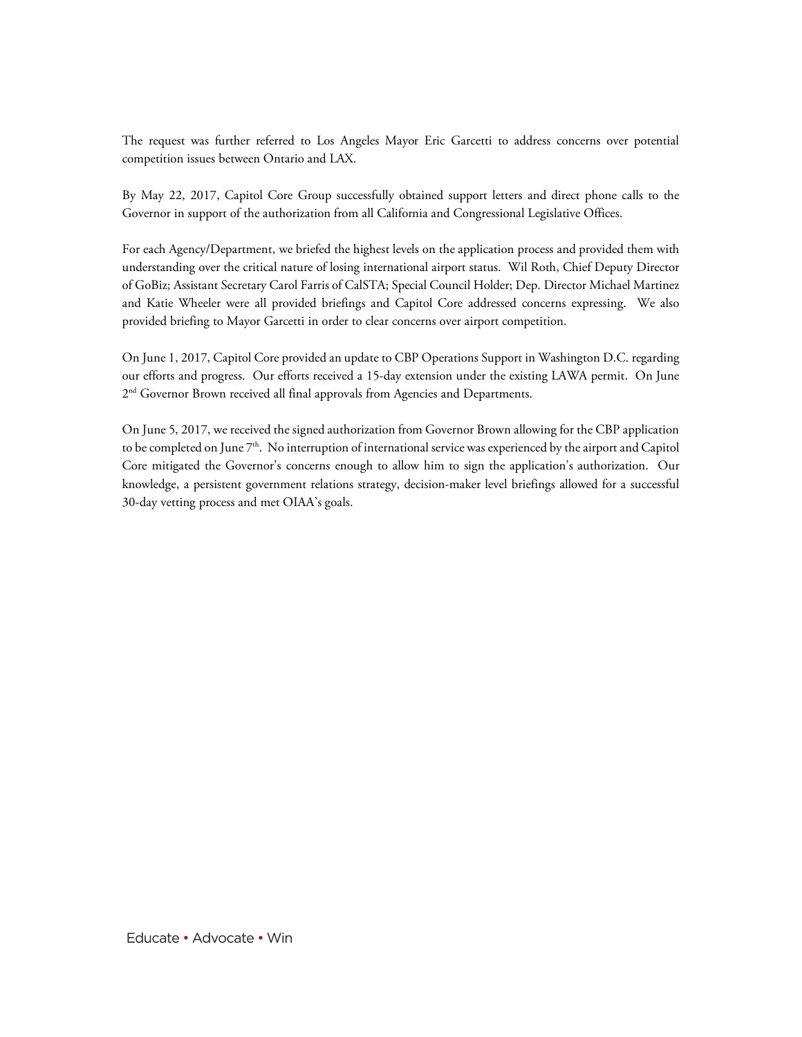The request was further referred to Los Angeles Mayor Eric Garcetti to address concerns over potential competition issues between Ontario and LAX.

By May 22, 2017, Capitol Core Group successfully obtained support letters and direct phone calls to the Governor in support of the authorization from all California and Congressional Legislative Offices.

For each Agency/Department, we briefed the highest levels on the application process and provided them with understanding over the critical nature of losing international airport status. Wil Roth, Chief Deputy Director of GoBiz; Assistant Secretary Carol Farris of CalSTA; Special Council Holder; Dep. Director Michael Martinez and Katie Wheeler were all provided briefings and Capitol Core addressed concerns expressing. We also provided briefing to Mayor Garcetti in order to clear concerns over airport competition.

On June 1, 2017, Capitol Core provided an update to CBP Operations Support in Washington D.C. regarding our efforts and progress. Our efforts received a 15-day extension under the existing LAWA permit. On June 2nd Governor Brown received all final approvals from Agencies and Departments.

On June 5, 2017, we received the signed authorization from Governor Brown allowing for the CBP application to be completed on June 7th. No interruption of international service was experienced by the airport and Capitol Core mitigated the Governor's concerns enough to allow him to sign the application's authorization. Our knowledge, a persistent government relations strategy, decision-maker level briefings allowed for a successful 30-day vetting process and met OIAA's goals.